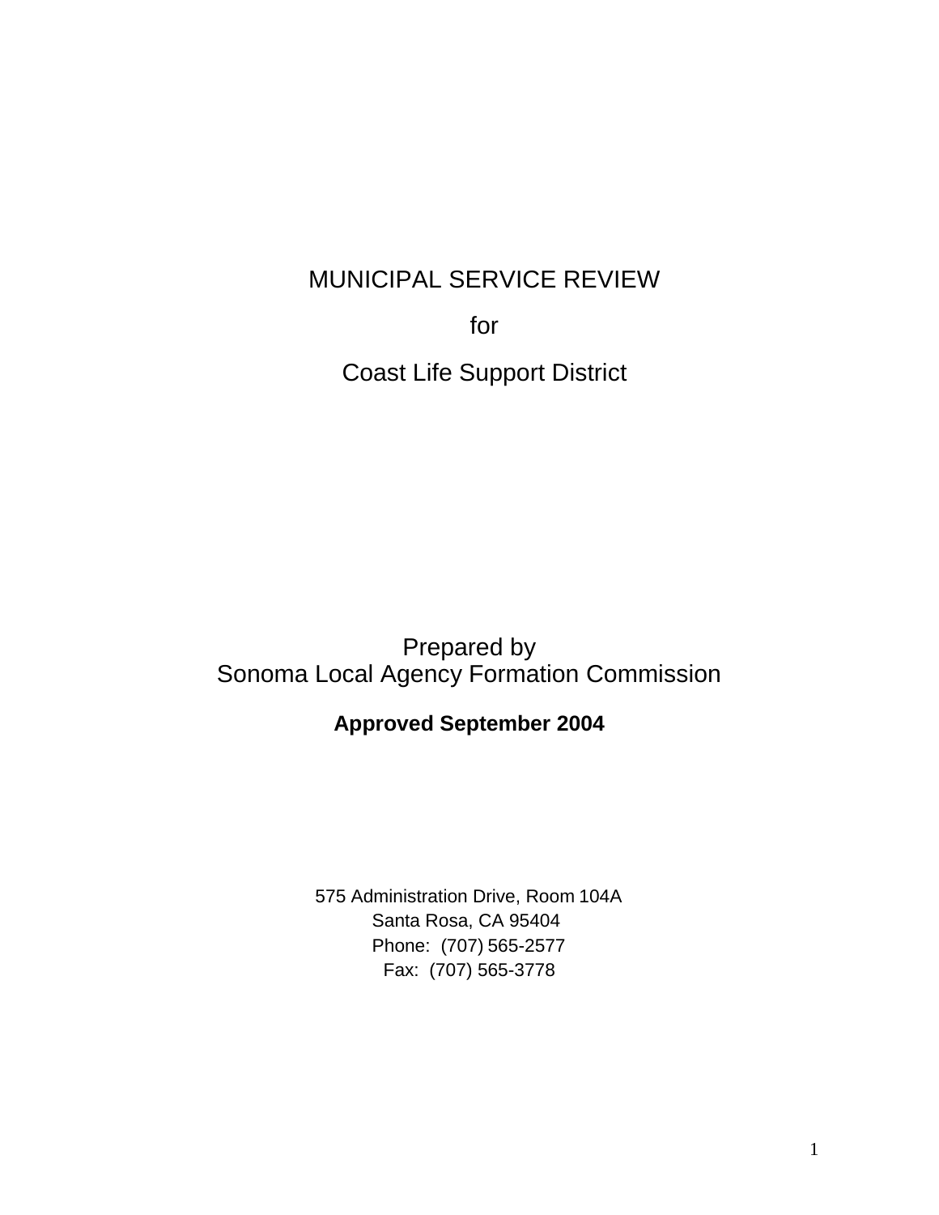# MUNICIPAL SERVICE REVIEW

for

Coast Life Support District

Prepared by
Sonoma Local Agency Formation Commission

**Approved September 2004**

575 Administration Drive, Room 104A
Santa Rosa, CA 95404
Phone: (707) 565-2577
Fax: (707) 565-3778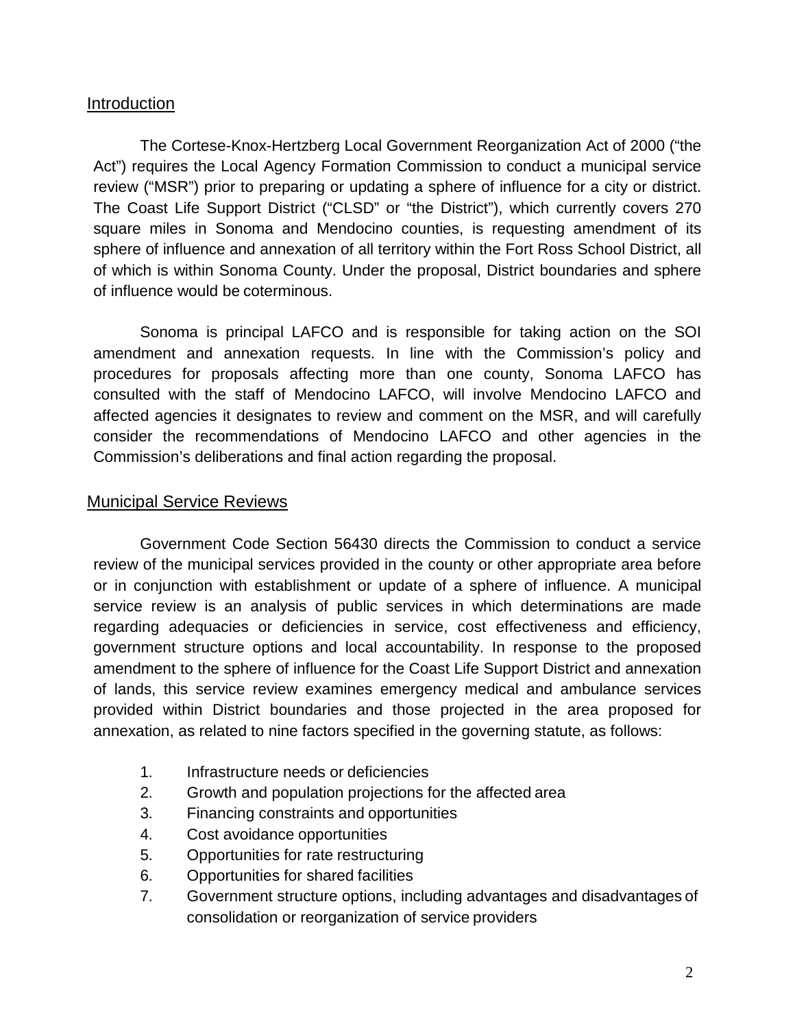## Introduction

The Cortese-Knox-Hertzberg Local Government Reorganization Act of 2000 ("the Act") requires the Local Agency Formation Commission to conduct a municipal service review ("MSR") prior to preparing or updating a sphere of influence for a city or district. The Coast Life Support District ("CLSD" or "the District"), which currently covers 270 square miles in Sonoma and Mendocino counties, is requesting amendment of its sphere of influence and annexation of all territory within the Fort Ross School District, all of which is within Sonoma County. Under the proposal, District boundaries and sphere of influence would be coterminous.

Sonoma is principal LAFCO and is responsible for taking action on the SOI amendment and annexation requests. In line with the Commission's policy and procedures for proposals affecting more than one county, Sonoma LAFCO has consulted with the staff of Mendocino LAFCO, will involve Mendocino LAFCO and affected agencies it designates to review and comment on the MSR, and will carefully consider the recommendations of Mendocino LAFCO and other agencies in the Commission's deliberations and final action regarding the proposal.

## Municipal Service Reviews

Government Code Section 56430 directs the Commission to conduct a service review of the municipal services provided in the county or other appropriate area before or in conjunction with establishment or update of a sphere of influence. A municipal service review is an analysis of public services in which determinations are made regarding adequacies or deficiencies in service, cost effectiveness and efficiency, government structure options and local accountability. In response to the proposed amendment to the sphere of influence for the Coast Life Support District and annexation of lands, this service review examines emergency medical and ambulance services provided within District boundaries and those projected in the area proposed for annexation, as related to nine factors specified in the governing statute, as follows:

1. Infrastructure needs or deficiencies
2. Growth and population projections for the affected area
3. Financing constraints and opportunities
4. Cost avoidance opportunities
5. Opportunities for rate restructuring
6. Opportunities for shared facilities
7. Government structure options, including advantages and disadvantages of consolidation or reorganization of service providers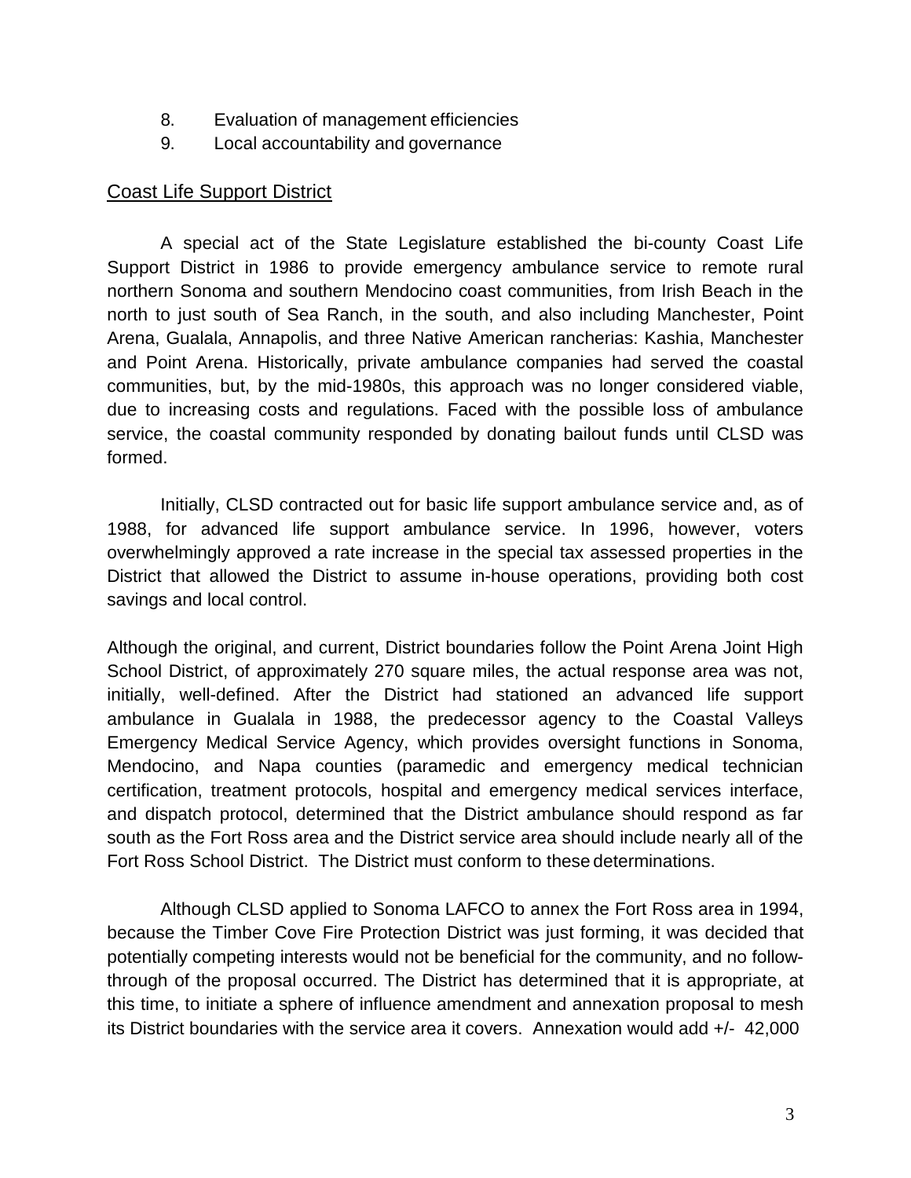8. Evaluation of management efficiencies
9. Local accountability and governance

## Coast Life Support District

A special act of the State Legislature established the bi-county Coast Life Support District in 1986 to provide emergency ambulance service to remote rural northern Sonoma and southern Mendocino coast communities, from Irish Beach in the north to just south of Sea Ranch, in the south, and also including Manchester, Point Arena, Gualala, Annapolis, and three Native American rancherias: Kashia, Manchester and Point Arena. Historically, private ambulance companies had served the coastal communities, but, by the mid-1980s, this approach was no longer considered viable, due to increasing costs and regulations. Faced with the possible loss of ambulance service, the coastal community responded by donating bailout funds until CLSD was formed.

Initially, CLSD contracted out for basic life support ambulance service and, as of 1988, for advanced life support ambulance service. In 1996, however, voters overwhelmingly approved a rate increase in the special tax assessed properties in the District that allowed the District to assume in-house operations, providing both cost savings and local control.

Although the original, and current, District boundaries follow the Point Arena Joint High School District, of approximately 270 square miles, the actual response area was not, initially, well-defined. After the District had stationed an advanced life support ambulance in Gualala in 1988, the predecessor agency to the Coastal Valleys Emergency Medical Service Agency, which provides oversight functions in Sonoma, Mendocino, and Napa counties (paramedic and emergency medical technician certification, treatment protocols, hospital and emergency medical services interface, and dispatch protocol, determined that the District ambulance should respond as far south as the Fort Ross area and the District service area should include nearly all of the Fort Ross School District. The District must conform to these determinations.

Although CLSD applied to Sonoma LAFCO to annex the Fort Ross area in 1994, because the Timber Cove Fire Protection District was just forming, it was decided that potentially competing interests would not be beneficial for the community, and no follow-through of the proposal occurred. The District has determined that it is appropriate, at this time, to initiate a sphere of influence amendment and annexation proposal to mesh its District boundaries with the service area it covers. Annexation would add +/- 42,000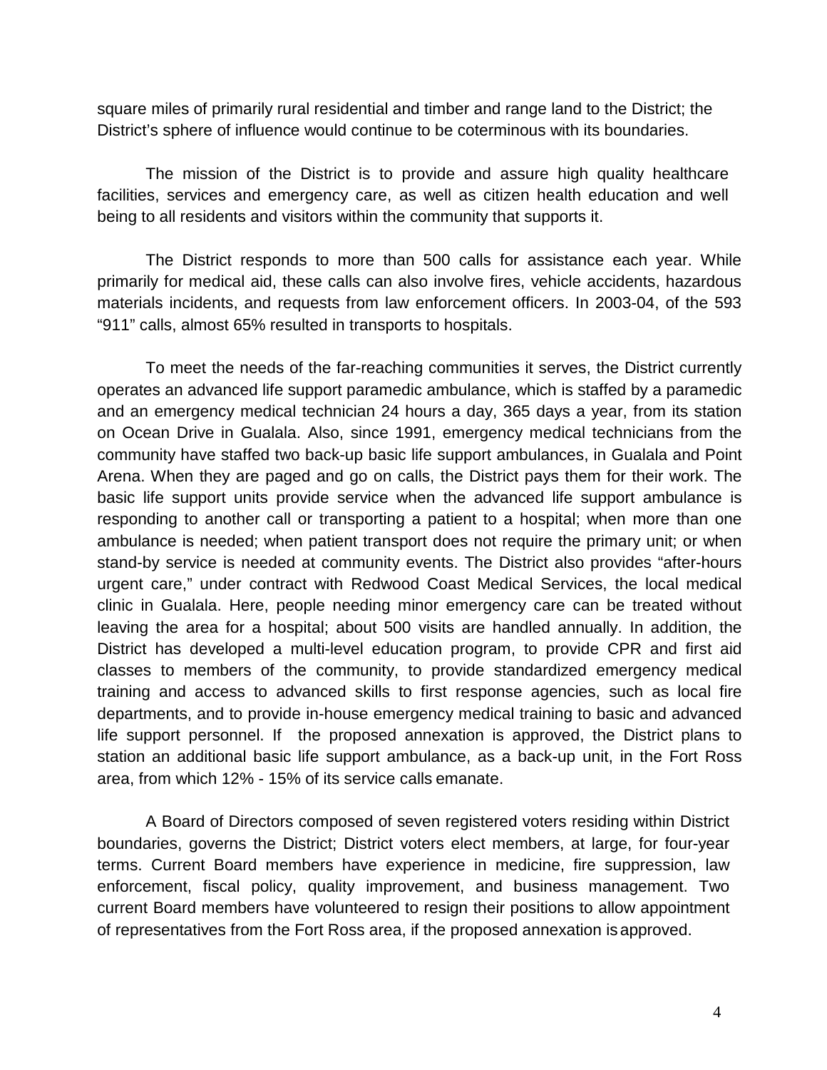square miles of primarily rural residential and timber and range land to the District; the District's sphere of influence would continue to be coterminous with its boundaries.

The mission of the District is to provide and assure high quality healthcare facilities, services and emergency care, as well as citizen health education and well being to all residents and visitors within the community that supports it.

The District responds to more than 500 calls for assistance each year. While primarily for medical aid, these calls can also involve fires, vehicle accidents, hazardous materials incidents, and requests from law enforcement officers. In 2003-04, of the 593 "911" calls, almost 65% resulted in transports to hospitals.

To meet the needs of the far-reaching communities it serves, the District currently operates an advanced life support paramedic ambulance, which is staffed by a paramedic and an emergency medical technician 24 hours a day, 365 days a year, from its station on Ocean Drive in Gualala. Also, since 1991, emergency medical technicians from the community have staffed two back-up basic life support ambulances, in Gualala and Point Arena. When they are paged and go on calls, the District pays them for their work. The basic life support units provide service when the advanced life support ambulance is responding to another call or transporting a patient to a hospital; when more than one ambulance is needed; when patient transport does not require the primary unit; or when stand-by service is needed at community events. The District also provides "after-hours urgent care," under contract with Redwood Coast Medical Services, the local medical clinic in Gualala. Here, people needing minor emergency care can be treated without leaving the area for a hospital; about 500 visits are handled annually. In addition, the District has developed a multi-level education program, to provide CPR and first aid classes to members of the community, to provide standardized emergency medical training and access to advanced skills to first response agencies, such as local fire departments, and to provide in-house emergency medical training to basic and advanced life support personnel. If the proposed annexation is approved, the District plans to station an additional basic life support ambulance, as a back-up unit, in the Fort Ross area, from which 12% - 15% of its service calls emanate.

A Board of Directors composed of seven registered voters residing within District boundaries, governs the District; District voters elect members, at large, for four-year terms. Current Board members have experience in medicine, fire suppression, law enforcement, fiscal policy, quality improvement, and business management. Two current Board members have volunteered to resign their positions to allow appointment of representatives from the Fort Ross area, if the proposed annexation is approved.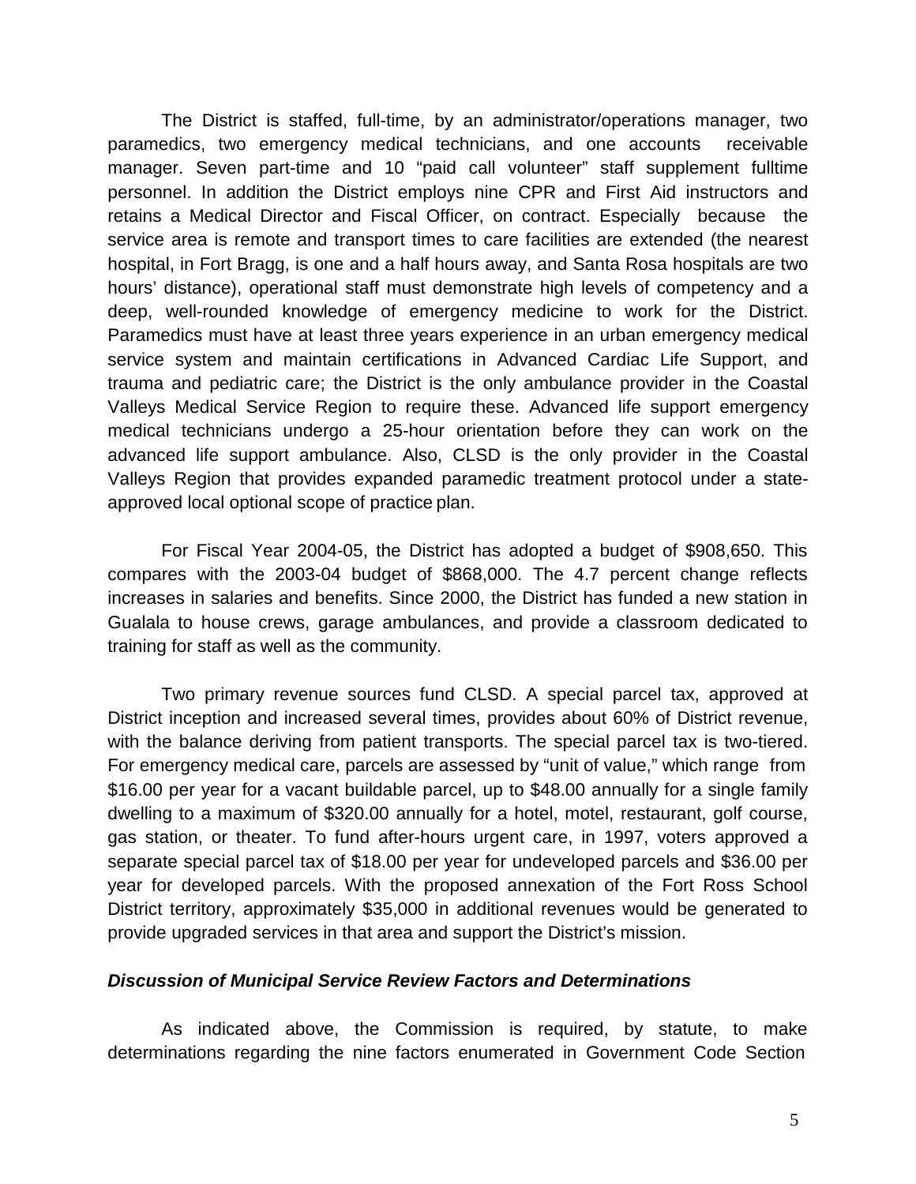The District is staffed, full-time, by an administrator/operations manager, two paramedics, two emergency medical technicians, and one accounts receivable manager. Seven part-time and 10 "paid call volunteer" staff supplement fulltime personnel. In addition the District employs nine CPR and First Aid instructors and retains a Medical Director and Fiscal Officer, on contract. Especially because the service area is remote and transport times to care facilities are extended (the nearest hospital, in Fort Bragg, is one and a half hours away, and Santa Rosa hospitals are two hours' distance), operational staff must demonstrate high levels of competency and a deep, well-rounded knowledge of emergency medicine to work for the District. Paramedics must have at least three years experience in an urban emergency medical service system and maintain certifications in Advanced Cardiac Life Support, and trauma and pediatric care; the District is the only ambulance provider in the Coastal Valleys Medical Service Region to require these. Advanced life support emergency medical technicians undergo a 25-hour orientation before they can work on the advanced life support ambulance. Also, CLSD is the only provider in the Coastal Valleys Region that provides expanded paramedic treatment protocol under a state-approved local optional scope of practice plan.

For Fiscal Year 2004-05, the District has adopted a budget of $908,650. This compares with the 2003-04 budget of $868,000. The 4.7 percent change reflects increases in salaries and benefits. Since 2000, the District has funded a new station in Gualala to house crews, garage ambulances, and provide a classroom dedicated to training for staff as well as the community.

Two primary revenue sources fund CLSD. A special parcel tax, approved at District inception and increased several times, provides about 60% of District revenue, with the balance deriving from patient transports. The special parcel tax is two-tiered. For emergency medical care, parcels are assessed by "unit of value," which range from $16.00 per year for a vacant buildable parcel, up to $48.00 annually for a single family dwelling to a maximum of $320.00 annually for a hotel, motel, restaurant, golf course, gas station, or theater. To fund after-hours urgent care, in 1997, voters approved a separate special parcel tax of $18.00 per year for undeveloped parcels and $36.00 per year for developed parcels. With the proposed annexation of the Fort Ross School District territory, approximately $35,000 in additional revenues would be generated to provide upgraded services in that area and support the District's mission.

### *Discussion of Municipal Service Review Factors and Determinations*

As indicated above, the Commission is required, by statute, to make determinations regarding the nine factors enumerated in Government Code Section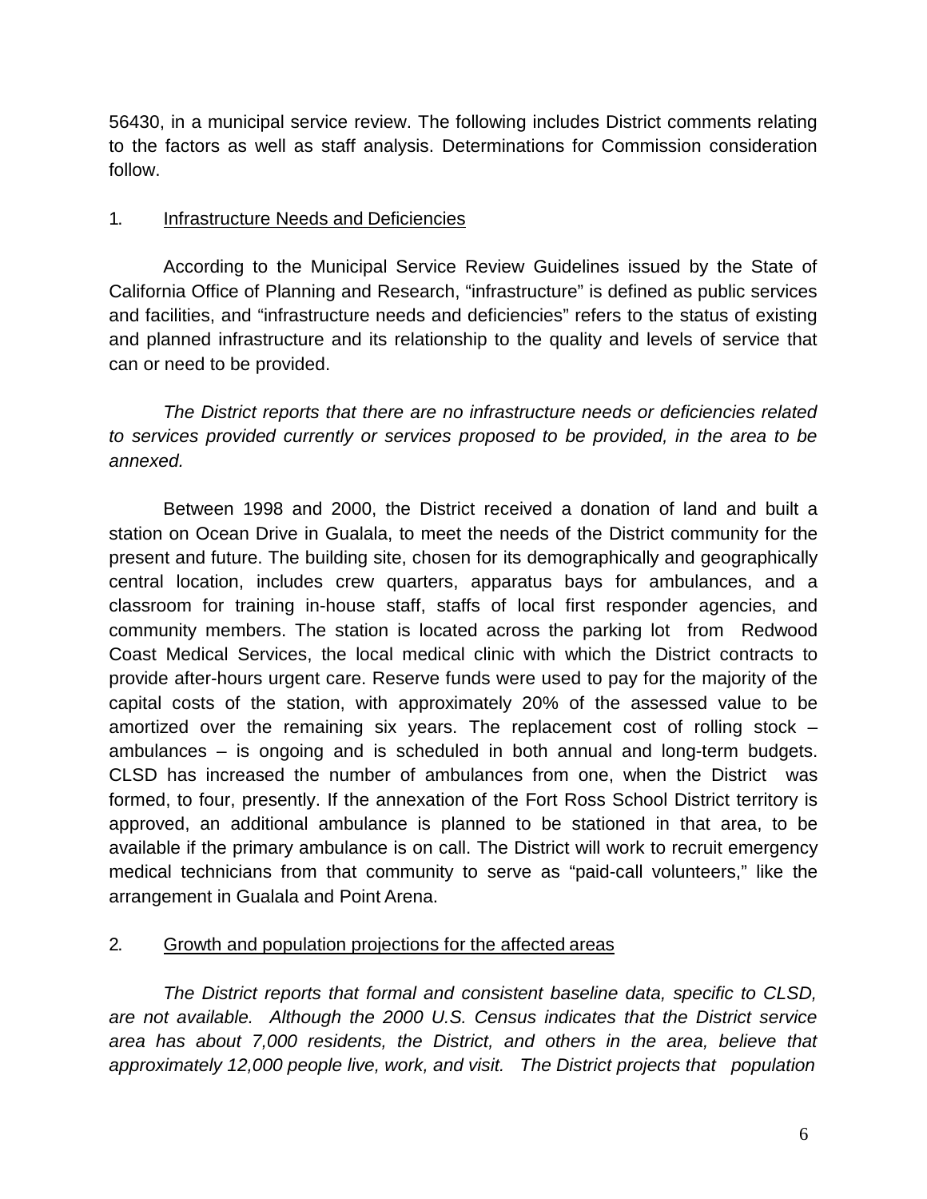56430, in a municipal service review. The following includes District comments relating to the factors as well as staff analysis. Determinations for Commission consideration follow.

## 1. Infrastructure Needs and Deficiencies

According to the Municipal Service Review Guidelines issued by the State of California Office of Planning and Research, "infrastructure" is defined as public services and facilities, and "infrastructure needs and deficiencies" refers to the status of existing and planned infrastructure and its relationship to the quality and levels of service that can or need to be provided.

*The District reports that there are no infrastructure needs or deficiencies related to services provided currently or services proposed to be provided, in the area to be annexed.*

Between 1998 and 2000, the District received a donation of land and built a station on Ocean Drive in Gualala, to meet the needs of the District community for the present and future. The building site, chosen for its demographically and geographically central location, includes crew quarters, apparatus bays for ambulances, and a classroom for training in-house staff, staffs of local first responder agencies, and community members. The station is located across the parking lot from Redwood Coast Medical Services, the local medical clinic with which the District contracts to provide after-hours urgent care. Reserve funds were used to pay for the majority of the capital costs of the station, with approximately 20% of the assessed value to be amortized over the remaining six years. The replacement cost of rolling stock – ambulances – is ongoing and is scheduled in both annual and long-term budgets. CLSD has increased the number of ambulances from one, when the District was formed, to four, presently. If the annexation of the Fort Ross School District territory is approved, an additional ambulance is planned to be stationed in that area, to be available if the primary ambulance is on call. The District will work to recruit emergency medical technicians from that community to serve as "paid-call volunteers," like the arrangement in Gualala and Point Arena.

## 2. Growth and population projections for the affected areas

*The District reports that formal and consistent baseline data, specific to CLSD, are not available. Although the 2000 U.S. Census indicates that the District service area has about 7,000 residents, the District, and others in the area, believe that approximately 12,000 people live, work, and visit. The District projects that population*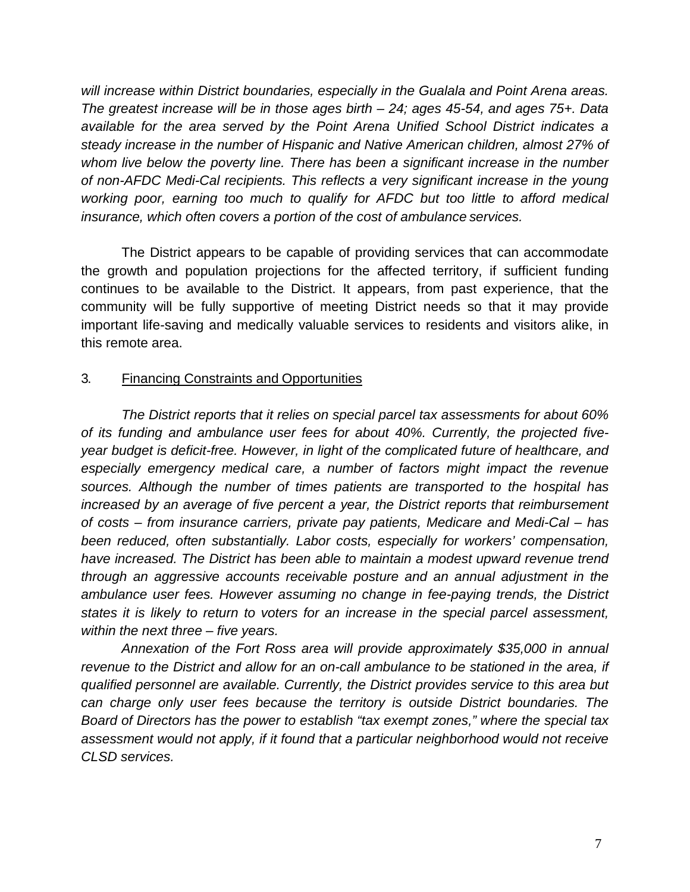*will increase within District boundaries, especially in the Gualala and Point Arena areas. The greatest increase will be in those ages birth – 24; ages 45-54, and ages 75+. Data available for the area served by the Point Arena Unified School District indicates a steady increase in the number of Hispanic and Native American children, almost 27% of whom live below the poverty line. There has been a significant increase in the number of non-AFDC Medi-Cal recipients. This reflects a very significant increase in the young working poor, earning too much to qualify for AFDC but too little to afford medical insurance, which often covers a portion of the cost of ambulance services.*

The District appears to be capable of providing services that can accommodate the growth and population projections for the affected territory, if sufficient funding continues to be available to the District. It appears, from past experience, that the community will be fully supportive of meeting District needs so that it may provide important life-saving and medically valuable services to residents and visitors alike, in this remote area.

3. Financing Constraints and Opportunities

*The District reports that it relies on special parcel tax assessments for about 60% of its funding and ambulance user fees for about 40%. Currently, the projected five-year budget is deficit-free. However, in light of the complicated future of healthcare, and especially emergency medical care, a number of factors might impact the revenue sources. Although the number of times patients are transported to the hospital has increased by an average of five percent a year, the District reports that reimbursement of costs – from insurance carriers, private pay patients, Medicare and Medi-Cal – has been reduced, often substantially. Labor costs, especially for workers' compensation, have increased. The District has been able to maintain a modest upward revenue trend through an aggressive accounts receivable posture and an annual adjustment in the ambulance user fees. However assuming no change in fee-paying trends, the District states it is likely to return to voters for an increase in the special parcel assessment, within the next three – five years.*

*Annexation of the Fort Ross area will provide approximately $35,000 in annual revenue to the District and allow for an on-call ambulance to be stationed in the area, if qualified personnel are available. Currently, the District provides service to this area but can charge only user fees because the territory is outside District boundaries. The Board of Directors has the power to establish "tax exempt zones," where the special tax assessment would not apply, if it found that a particular neighborhood would not receive CLSD services.*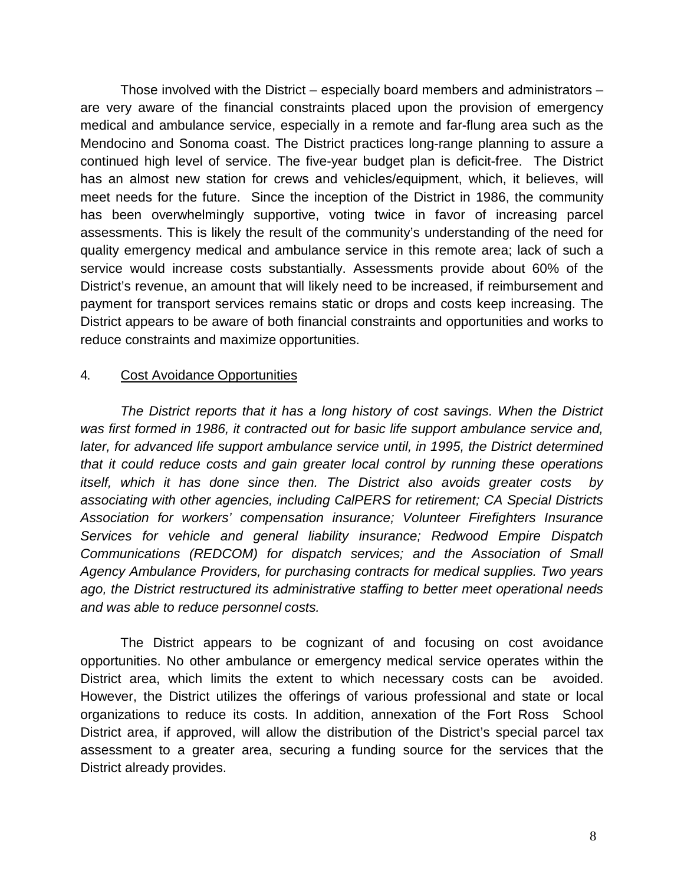Those involved with the District – especially board members and administrators – are very aware of the financial constraints placed upon the provision of emergency medical and ambulance service, especially in a remote and far-flung area such as the Mendocino and Sonoma coast. The District practices long-range planning to assure a continued high level of service. The five-year budget plan is deficit-free. The District has an almost new station for crews and vehicles/equipment, which, it believes, will meet needs for the future. Since the inception of the District in 1986, the community has been overwhelmingly supportive, voting twice in favor of increasing parcel assessments. This is likely the result of the community's understanding of the need for quality emergency medical and ambulance service in this remote area; lack of such a service would increase costs substantially. Assessments provide about 60% of the District's revenue, an amount that will likely need to be increased, if reimbursement and payment for transport services remains static or drops and costs keep increasing. The District appears to be aware of both financial constraints and opportunities and works to reduce constraints and maximize opportunities.

4. <u>Cost Avoidance Opportunities</u>

*The District reports that it has a long history of cost savings. When the District was first formed in 1986, it contracted out for basic life support ambulance service and, later, for advanced life support ambulance service until, in 1995, the District determined that it could reduce costs and gain greater local control by running these operations itself, which it has done since then. The District also avoids greater costs by associating with other agencies, including CalPERS for retirement; CA Special Districts Association for workers' compensation insurance; Volunteer Firefighters Insurance Services for vehicle and general liability insurance; Redwood Empire Dispatch Communications (REDCOM) for dispatch services; and the Association of Small Agency Ambulance Providers, for purchasing contracts for medical supplies. Two years ago, the District restructured its administrative staffing to better meet operational needs and was able to reduce personnel costs.*

The District appears to be cognizant of and focusing on cost avoidance opportunities. No other ambulance or emergency medical service operates within the District area, which limits the extent to which necessary costs can be avoided. However, the District utilizes the offerings of various professional and state or local organizations to reduce its costs. In addition, annexation of the Fort Ross School District area, if approved, will allow the distribution of the District's special parcel tax assessment to a greater area, securing a funding source for the services that the District already provides.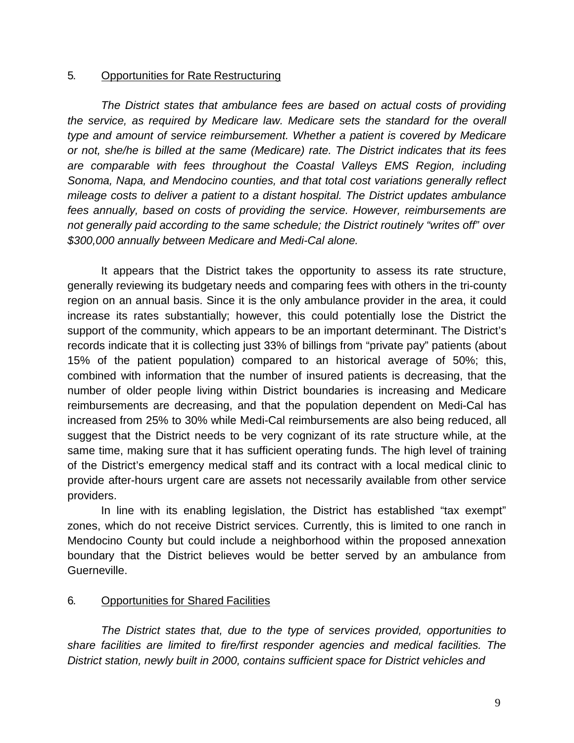5. Opportunities for Rate Restructuring

*The District states that ambulance fees are based on actual costs of providing the service, as required by Medicare law. Medicare sets the standard for the overall type and amount of service reimbursement. Whether a patient is covered by Medicare or not, she/he is billed at the same (Medicare) rate. The District indicates that its fees are comparable with fees throughout the Coastal Valleys EMS Region, including Sonoma, Napa, and Mendocino counties, and that total cost variations generally reflect mileage costs to deliver a patient to a distant hospital. The District updates ambulance fees annually, based on costs of providing the service. However, reimbursements are not generally paid according to the same schedule; the District routinely "writes off" over $300,000 annually between Medicare and Medi-Cal alone.*

It appears that the District takes the opportunity to assess its rate structure, generally reviewing its budgetary needs and comparing fees with others in the tri-county region on an annual basis. Since it is the only ambulance provider in the area, it could increase its rates substantially; however, this could potentially lose the District the support of the community, which appears to be an important determinant. The District's records indicate that it is collecting just 33% of billings from "private pay" patients (about 15% of the patient population) compared to an historical average of 50%; this, combined with information that the number of insured patients is decreasing, that the number of older people living within District boundaries is increasing and Medicare reimbursements are decreasing, and that the population dependent on Medi-Cal has increased from 25% to 30% while Medi-Cal reimbursements are also being reduced, all suggest that the District needs to be very cognizant of its rate structure while, at the same time, making sure that it has sufficient operating funds. The high level of training of the District's emergency medical staff and its contract with a local medical clinic to provide after-hours urgent care are assets not necessarily available from other service providers.

In line with its enabling legislation, the District has established "tax exempt" zones, which do not receive District services. Currently, this is limited to one ranch in Mendocino County but could include a neighborhood within the proposed annexation boundary that the District believes would be better served by an ambulance from Guerneville.

6. Opportunities for Shared Facilities

*The District states that, due to the type of services provided, opportunities to share facilities are limited to fire/first responder agencies and medical facilities. The District station, newly built in 2000, contains sufficient space for District vehicles and*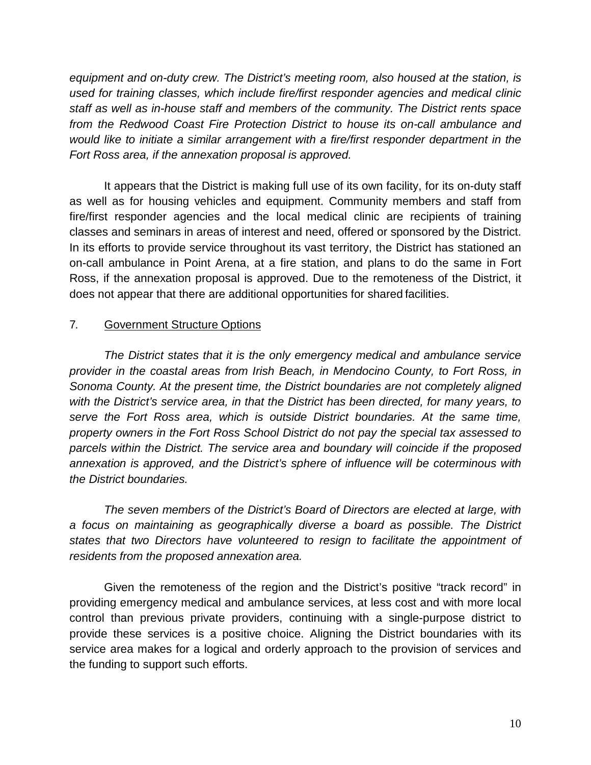*equipment and on-duty crew. The District's meeting room, also housed at the station, is used for training classes, which include fire/first responder agencies and medical clinic staff as well as in-house staff and members of the community. The District rents space from the Redwood Coast Fire Protection District to house its on-call ambulance and would like to initiate a similar arrangement with a fire/first responder department in the Fort Ross area, if the annexation proposal is approved.*

It appears that the District is making full use of its own facility, for its on-duty staff as well as for housing vehicles and equipment. Community members and staff from fire/first responder agencies and the local medical clinic are recipients of training classes and seminars in areas of interest and need, offered or sponsored by the District. In its efforts to provide service throughout its vast territory, the District has stationed an on-call ambulance in Point Arena, at a fire station, and plans to do the same in Fort Ross, if the annexation proposal is approved. Due to the remoteness of the District, it does not appear that there are additional opportunities for shared facilities.

7. <u>Government Structure Options</u>

*The District states that it is the only emergency medical and ambulance service provider in the coastal areas from Irish Beach, in Mendocino County, to Fort Ross, in Sonoma County. At the present time, the District boundaries are not completely aligned with the District's service area, in that the District has been directed, for many years, to serve the Fort Ross area, which is outside District boundaries. At the same time, property owners in the Fort Ross School District do not pay the special tax assessed to parcels within the District. The service area and boundary will coincide if the proposed annexation is approved, and the District's sphere of influence will be coterminous with the District boundaries.*

*The seven members of the District's Board of Directors are elected at large, with a focus on maintaining as geographically diverse a board as possible. The District states that two Directors have volunteered to resign to facilitate the appointment of residents from the proposed annexation area.*

Given the remoteness of the region and the District's positive "track record" in providing emergency medical and ambulance services, at less cost and with more local control than previous private providers, continuing with a single-purpose district to provide these services is a positive choice. Aligning the District boundaries with its service area makes for a logical and orderly approach to the provision of services and the funding to support such efforts.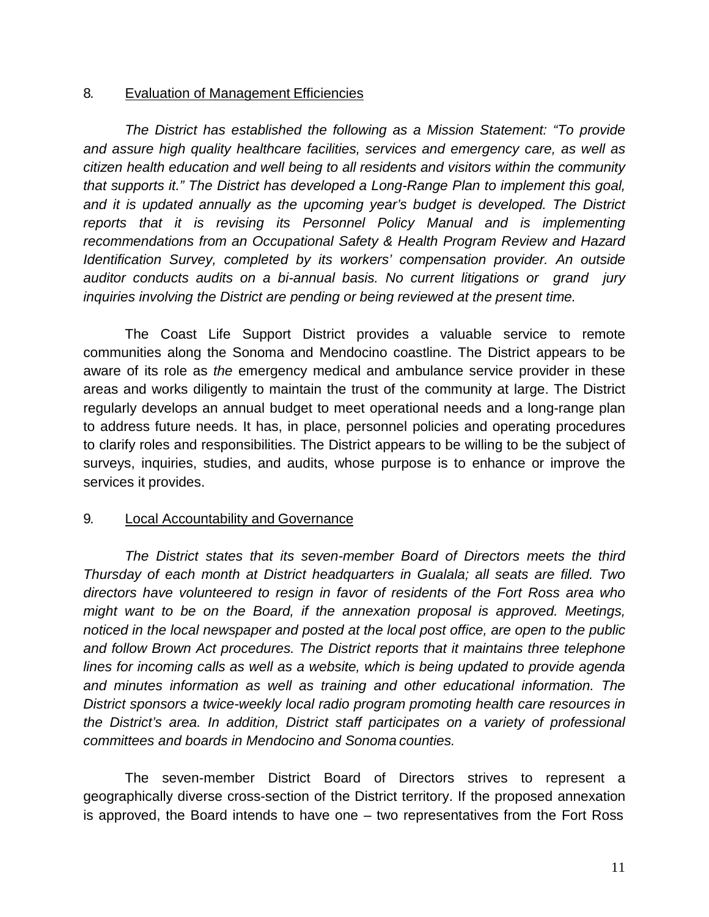8. <u>Evaluation of Management Efficiencies</u>

*The District has established the following as a Mission Statement: "To provide and assure high quality healthcare facilities, services and emergency care, as well as citizen health education and well being to all residents and visitors within the community that supports it." The District has developed a Long-Range Plan to implement this goal, and it is updated annually as the upcoming year's budget is developed. The District reports that it is revising its Personnel Policy Manual and is implementing recommendations from an Occupational Safety & Health Program Review and Hazard Identification Survey, completed by its workers' compensation provider. An outside auditor conducts audits on a bi-annual basis. No current litigations or grand jury inquiries involving the District are pending or being reviewed at the present time.*

The Coast Life Support District provides a valuable service to remote communities along the Sonoma and Mendocino coastline. The District appears to be aware of its role as *the* emergency medical and ambulance service provider in these areas and works diligently to maintain the trust of the community at large. The District regularly develops an annual budget to meet operational needs and a long-range plan to address future needs. It has, in place, personnel policies and operating procedures to clarify roles and responsibilities. The District appears to be willing to be the subject of surveys, inquiries, studies, and audits, whose purpose is to enhance or improve the services it provides.

9. <u>Local Accountability and Governance</u>

*The District states that its seven-member Board of Directors meets the third Thursday of each month at District headquarters in Gualala; all seats are filled. Two directors have volunteered to resign in favor of residents of the Fort Ross area who might want to be on the Board, if the annexation proposal is approved. Meetings, noticed in the local newspaper and posted at the local post office, are open to the public and follow Brown Act procedures. The District reports that it maintains three telephone lines for incoming calls as well as a website, which is being updated to provide agenda and minutes information as well as training and other educational information. The District sponsors a twice-weekly local radio program promoting health care resources in the District's area. In addition, District staff participates on a variety of professional committees and boards in Mendocino and Sonoma counties.*

The seven-member District Board of Directors strives to represent a geographically diverse cross-section of the District territory. If the proposed annexation is approved, the Board intends to have one – two representatives from the Fort Ross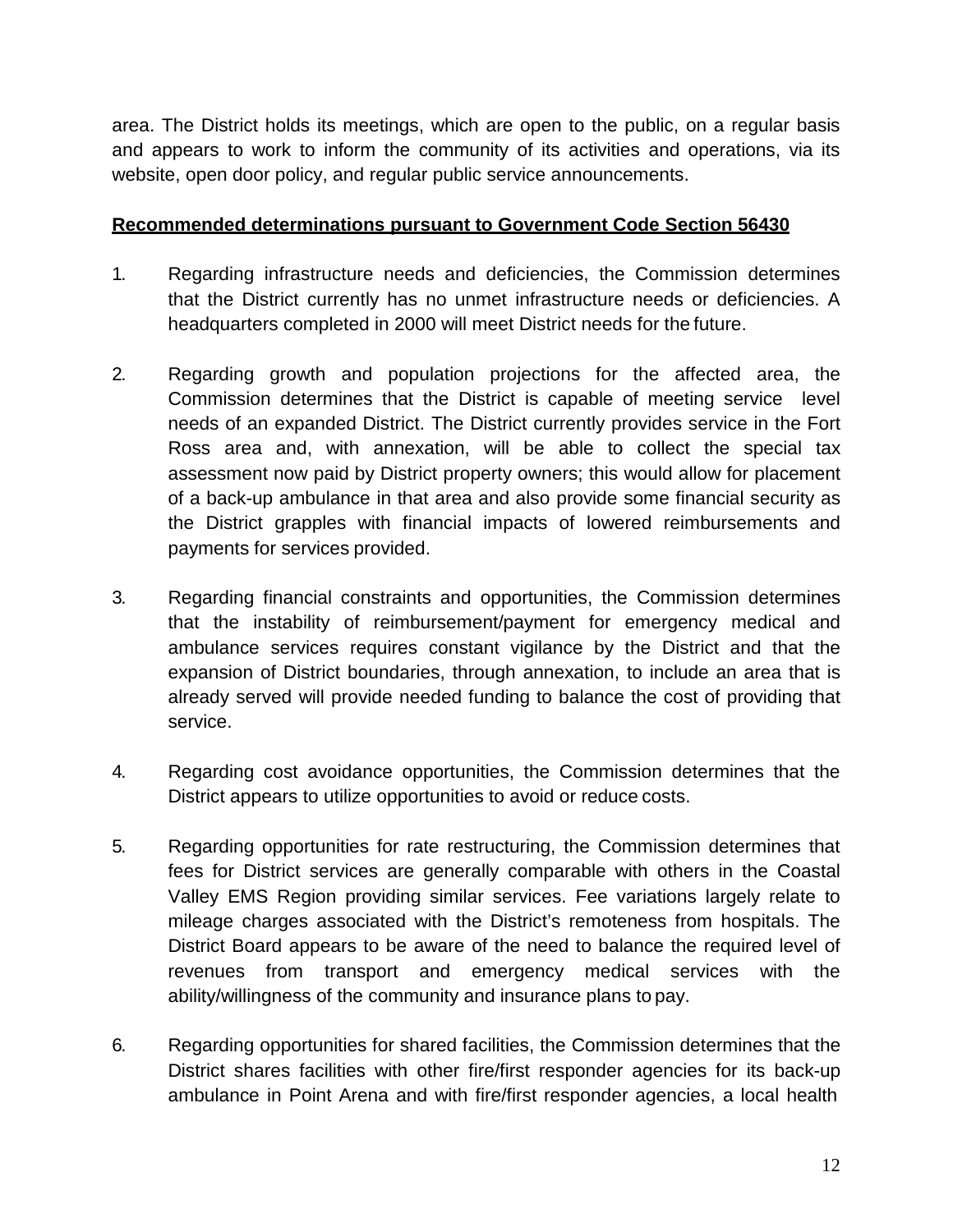area. The District holds its meetings, which are open to the public, on a regular basis and appears to work to inform the community of its activities and operations, via its website, open door policy, and regular public service announcements.

**Recommended determinations pursuant to Government Code Section 56430**

1. Regarding infrastructure needs and deficiencies, the Commission determines that the District currently has no unmet infrastructure needs or deficiencies. A headquarters completed in 2000 will meet District needs for the future.

2. Regarding growth and population projections for the affected area, the Commission determines that the District is capable of meeting service level needs of an expanded District. The District currently provides service in the Fort Ross area and, with annexation, will be able to collect the special tax assessment now paid by District property owners; this would allow for placement of a back-up ambulance in that area and also provide some financial security as the District grapples with financial impacts of lowered reimbursements and payments for services provided.

3. Regarding financial constraints and opportunities, the Commission determines that the instability of reimbursement/payment for emergency medical and ambulance services requires constant vigilance by the District and that the expansion of District boundaries, through annexation, to include an area that is already served will provide needed funding to balance the cost of providing that service.

4. Regarding cost avoidance opportunities, the Commission determines that the District appears to utilize opportunities to avoid or reduce costs.

5. Regarding opportunities for rate restructuring, the Commission determines that fees for District services are generally comparable with others in the Coastal Valley EMS Region providing similar services. Fee variations largely relate to mileage charges associated with the District's remoteness from hospitals. The District Board appears to be aware of the need to balance the required level of revenues from transport and emergency medical services with the ability/willingness of the community and insurance plans to pay.

6. Regarding opportunities for shared facilities, the Commission determines that the District shares facilities with other fire/first responder agencies for its back-up ambulance in Point Arena and with fire/first responder agencies, a local health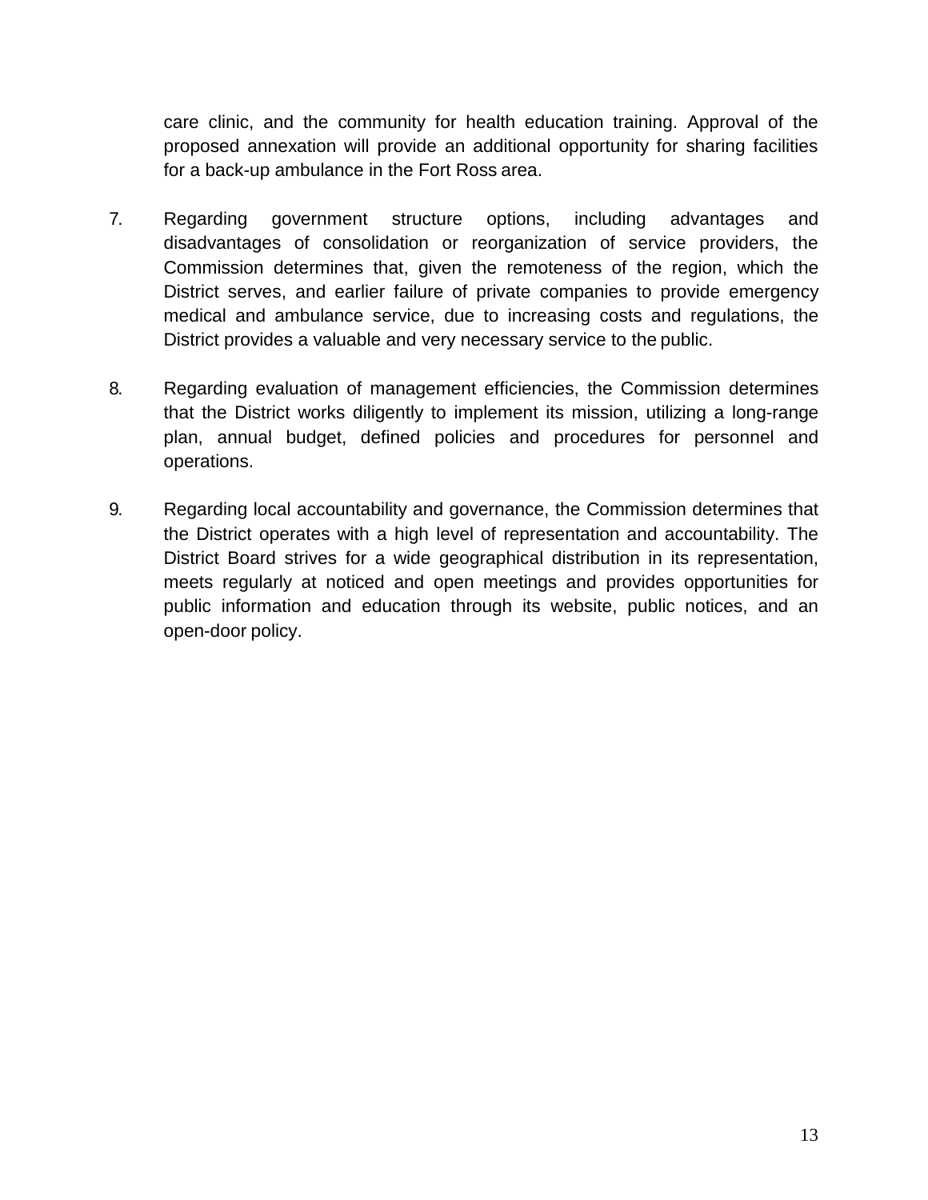care clinic, and the community for health education training. Approval of the proposed annexation will provide an additional opportunity for sharing facilities for a back-up ambulance in the Fort Ross area.

7. Regarding government structure options, including advantages and disadvantages of consolidation or reorganization of service providers, the Commission determines that, given the remoteness of the region, which the District serves, and earlier failure of private companies to provide emergency medical and ambulance service, due to increasing costs and regulations, the District provides a valuable and very necessary service to the public.

8. Regarding evaluation of management efficiencies, the Commission determines that the District works diligently to implement its mission, utilizing a long-range plan, annual budget, defined policies and procedures for personnel and operations.

9. Regarding local accountability and governance, the Commission determines that the District operates with a high level of representation and accountability. The District Board strives for a wide geographical distribution in its representation, meets regularly at noticed and open meetings and provides opportunities for public information and education through its website, public notices, and an open-door policy.